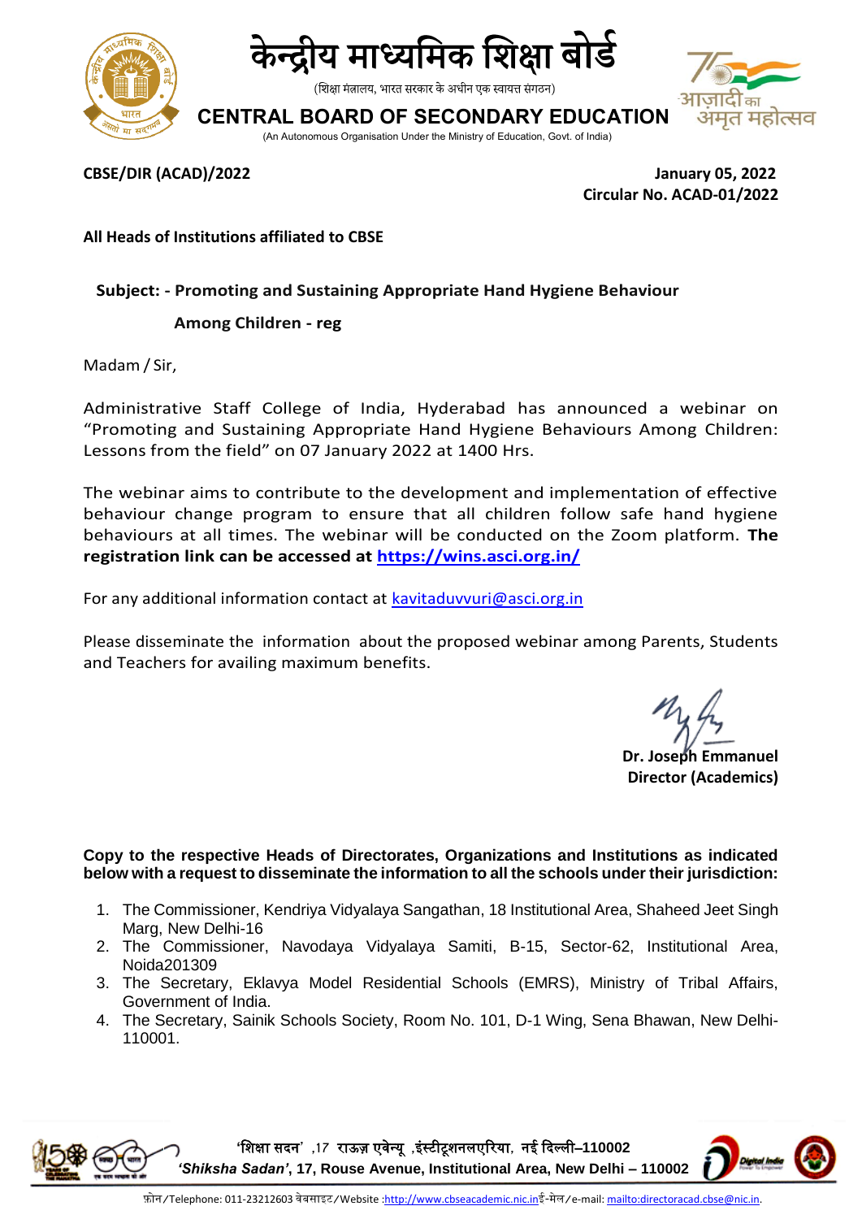# केन्द्रीय माध्यमिक शिक्षा बोर्ड

(शिक्षा मंत्रालय, भारत सरकार के अधीन एक स्वायत्त संगठन)

# CENTRAL BOARD OF SECONDARY EDUCATION

(An Autonomous Organisation Under the Ministry of Education, Govt. of India)

**CBSE/DIR (ACAD)/2022**

**January 05, 2022**
**Circular No. ACAD-01/2022**

**All Heads of Institutions affiliated to CBSE**

**Subject: - Promoting and Sustaining Appropriate Hand Hygiene Behaviour Among Children - reg**

Madam / Sir,

Administrative Staff College of India, Hyderabad has announced a webinar on "Promoting and Sustaining Appropriate Hand Hygiene Behaviours Among Children: Lessons from the field" on 07 January 2022 at 1400 Hrs.

The webinar aims to contribute to the development and implementation of effective behaviour change program to ensure that all children follow safe hand hygiene behaviours at all times. The webinar will be conducted on the Zoom platform. **The registration link can be accessed at https://wins.asci.org.in/**

For any additional information contact at kavitaduvvuri@asci.org.in

Please disseminate the information about the proposed webinar among Parents, Students and Teachers for availing maximum benefits.

**Dr. Joseph Emmanuel**
**Director (Academics)**

**Copy to the respective Heads of Directorates, Organizations and Institutions as indicated below with a request to disseminate the information to all the schools under their jurisdiction:**

1. The Commissioner, Kendriya Vidyalaya Sangathan, 18 Institutional Area, Shaheed Jeet Singh Marg, New Delhi-16
2. The Commissioner, Navodaya Vidyalaya Samiti, B-15, Sector-62, Institutional Area, Noida201309
3. The Secretary, Eklavya Model Residential Schools (EMRS), Ministry of Tribal Affairs, Government of India.
4. The Secretary, Sainik Schools Society, Room No. 101, D-1 Wing, Sena Bhawan, New Delhi-110001.

'शिक्षा सदन' ,17 राऊज़ एवेन्यू ,इंस्टीटूशनलएरिया, नई दिल्ली–110002
*'Shiksha Sadan'*, 17, Rouse Avenue, Institutional Area, New Delhi – 110002

फ़ोन/Telephone: 011-23212603 वेबसाइट/Website :http://www.cbseacademic.nic.inई-मेल/e-mail: mailto:directoracad.cbse@nic.in.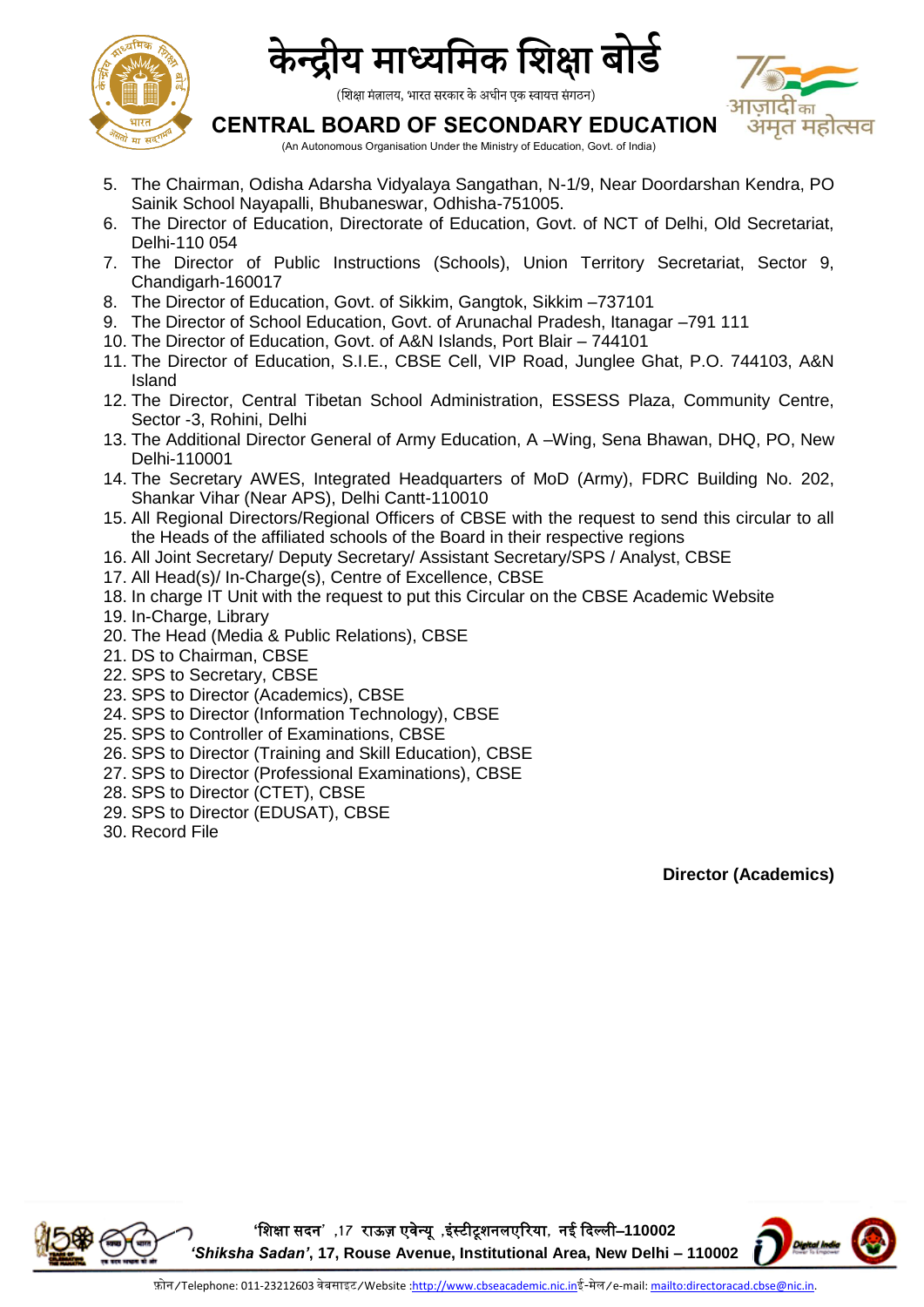5. The Chairman, Odisha Adarsha Vidyalaya Sangathan, N-1/9, Near Doordarshan Kendra, PO Sainik School Nayapalli, Bhubaneswar, Odhisha-751005.
6. The Director of Education, Directorate of Education, Govt. of NCT of Delhi, Old Secretariat, Delhi-110 054
7. The Director of Public Instructions (Schools), Union Territory Secretariat, Sector 9, Chandigarh-160017
8. The Director of Education, Govt. of Sikkim, Gangtok, Sikkim –737101
9. The Director of School Education, Govt. of Arunachal Pradesh, Itanagar –791 111
10. The Director of Education, Govt. of A&N Islands, Port Blair – 744101
11. The Director of Education, S.I.E., CBSE Cell, VIP Road, Junglee Ghat, P.O. 744103, A&N Island
12. The Director, Central Tibetan School Administration, ESSESS Plaza, Community Centre, Sector -3, Rohini, Delhi
13. The Additional Director General of Army Education, A –Wing, Sena Bhawan, DHQ, PO, New Delhi-110001
14. The Secretary AWES, Integrated Headquarters of MoD (Army), FDRC Building No. 202, Shankar Vihar (Near APS), Delhi Cantt-110010
15. All Regional Directors/Regional Officers of CBSE with the request to send this circular to all the Heads of the affiliated schools of the Board in their respective regions
16. All Joint Secretary/ Deputy Secretary/ Assistant Secretary/SPS / Analyst, CBSE
17. All Head(s)/ In-Charge(s), Centre of Excellence, CBSE
18. In charge IT Unit with the request to put this Circular on the CBSE Academic Website
19. In-Charge, Library
20. The Head (Media & Public Relations), CBSE
21. DS to Chairman, CBSE
22. SPS to Secretary, CBSE
23. SPS to Director (Academics), CBSE
24. SPS to Director (Information Technology), CBSE
25. SPS to Controller of Examinations, CBSE
26. SPS to Director (Training and Skill Education), CBSE
27. SPS to Director (Professional Examinations), CBSE
28. SPS to Director (CTET), CBSE
29. SPS to Director (EDUSAT), CBSE
30. Record File

**Director (Academics)**